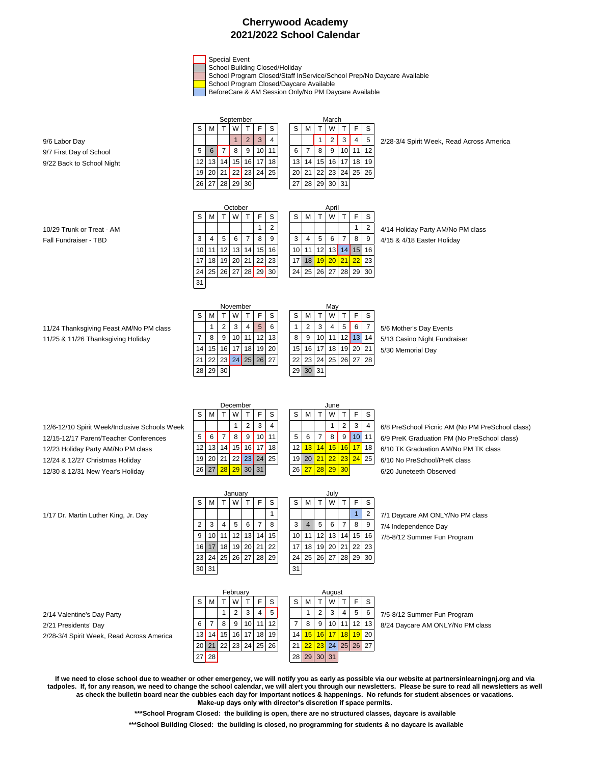# Cherrywood Academy
## 2021/2022 School Calendar

- Special Event
- School Building Closed/Holiday
- School Program Closed/Staff InService/School Prep/No Daycare Available
- School Program Closed/Daycare Available
- BeforeCare & AM Session Only/No PM Daycare Available

### September

9/6 Labor Day
9/7 First Day of School
9/22 Back to School Night

| S | M | T | W | T | F | S |
|---|---|---|---|---|---|---|
| | | | 1 | 2 | 3 | 4 |
| 5 | 6 | 7 | 8 | 9 | 10 | 11 |
| 12 | 13 | 14 | 15 | 16 | 17 | 18 |
| 19 | 20 | 21 | 22 | 23 | 24 | 25 |
| 26 | 27 | 28 | 29 | 30 | | |

### March

2/28-3/4 Spirit Week, Read Across America

| S | M | T | W | T | F | S |
|---|---|---|---|---|---|---|
| | | 1 | 2 | 3 | 4 | 5 |
| 6 | 7 | 8 | 9 | 10 | 11 | 12 |
| 13 | 14 | 15 | 16 | 17 | 18 | 19 |
| 20 | 21 | 22 | 23 | 24 | 25 | 26 |
| 27 | 28 | 29 | 30 | 31 | | |

### October

10/29 Trunk or Treat - AM
Fall Fundraiser - TBD

| S | M | T | W | T | F | S |
|---|---|---|---|---|---|---|
| | | | | | 1 | 2 |
| 3 | 4 | 5 | 6 | 7 | 8 | 9 |
| 10 | 11 | 12 | 13 | 14 | 15 | 16 |
| 17 | 18 | 19 | 20 | 21 | 22 | 23 |
| 24 | 25 | 26 | 27 | 28 | 29 | 30 |
| 31 | | | | | | |

### April

4/14 Holiday Party AM/No PM class
4/15 & 4/18 Easter Holiday

| S | M | T | W | T | F | S |
|---|---|---|---|---|---|---|
| | | | | | 1 | 2 |
| 3 | 4 | 5 | 6 | 7 | 8 | 9 |
| 10 | 11 | 12 | 13 | 14 | 15 | 16 |
| 17 | 18 | 19 | 20 | 21 | 22 | 23 |
| 24 | 25 | 26 | 27 | 28 | 29 | 30 |

### November

11/24 Thanksgiving Feast AM/No PM class
11/25 & 11/26 Thanksgiving Holiday

| S | M | T | W | T | F | S |
|---|---|---|---|---|---|---|
| | 1 | 2 | 3 | 4 | 5 | 6 |
| 7 | 8 | 9 | 10 | 11 | 12 | 13 |
| 14 | 15 | 16 | 17 | 18 | 19 | 20 |
| 21 | 22 | 23 | 24 | 25 | 26 | 27 |
| 28 | 29 | 30 | | | | |

### May

5/6 Mother's Day Events
5/13 Casino Night Fundraiser
5/30 Memorial Day

| S | M | T | W | T | F | S |
|---|---|---|---|---|---|---|
| 1 | 2 | 3 | 4 | 5 | 6 | 7 |
| 8 | 9 | 10 | 11 | 12 | 13 | 14 |
| 15 | 16 | 17 | 18 | 19 | 20 | 21 |
| 22 | 23 | 24 | 25 | 26 | 27 | 28 |
| 29 | 30 | 31 | | | | |

### December

12/6-12/10 Spirit Week/Inclusive Schools Week
12/15-12/17 Parent/Teacher Conferences
12/23 Holiday Party AM/No PM class
12/24 & 12/27 Christmas Holiday
12/30 & 12/31 New Year's Holiday

| S | M | T | W | T | F | S |
|---|---|---|---|---|---|---|
| | | | 1 | 2 | 3 | 4 |
| 5 | 6 | 7 | 8 | 9 | 10 | 11 |
| 12 | 13 | 14 | 15 | 16 | 17 | 18 |
| 19 | 20 | 21 | 22 | 23 | 24 | 25 |
| 26 | 27 | 28 | 29 | 30 | 31 | |

### June

6/8 PreSchool Picnic AM (No PM PreSchool class)
6/9 PreK Graduation PM (No PreSchool class)
6/10 TK Graduation AM/No PM TK class
6/10 No PreSchool/PreK class
6/20 Juneteeth Observed

| S | M | T | W | T | F | S |
|---|---|---|---|---|---|---|
| | | | 1 | 2 | 3 | 4 |
| 5 | 6 | 7 | 8 | 9 | 10 | 11 |
| 12 | 13 | 14 | 15 | 16 | 17 | 18 |
| 19 | 20 | 21 | 22 | 23 | 24 | 25 |
| 26 | 27 | 28 | 29 | 30 | | |

### January

1/17 Dr. Martin Luther King, Jr. Day

| S | M | T | W | T | F | S |
|---|---|---|---|---|---|---|
| | | | | | | 1 |
| 2 | 3 | 4 | 5 | 6 | 7 | 8 |
| 9 | 10 | 11 | 12 | 13 | 14 | 15 |
| 16 | 17 | 18 | 19 | 20 | 21 | 22 |
| 23 | 24 | 25 | 26 | 27 | 28 | 29 |
| 30 | 31 | | | | | |

### July

7/1 Daycare AM ONLY/No PM class
7/4 Independence Day
7/5-8/12 Summer Fun Program

| S | M | T | W | T | F | S |
|---|---|---|---|---|---|---|
| | | | | | 1 | 2 |
| 3 | 4 | 5 | 6 | 7 | 8 | 9 |
| 10 | 11 | 12 | 13 | 14 | 15 | 16 |
| 17 | 18 | 19 | 20 | 21 | 22 | 23 |
| 24 | 25 | 26 | 27 | 28 | 29 | 30 |
| 31 | | | | | | |

### February

2/14 Valentine's Day Party
2/21 Presidents' Day
2/28-3/4 Spirit Week, Read Across America

| S | M | T | W | T | F | S |
|---|---|---|---|---|---|---|
| | | 1 | 2 | 3 | 4 | 5 |
| 6 | 7 | 8 | 9 | 10 | 11 | 12 |
| 13 | 14 | 15 | 16 | 17 | 18 | 19 |
| 20 | 21 | 22 | 23 | 24 | 25 | 26 |
| 27 | 28 | | | | | |

### August

7/5-8/12 Summer Fun Program
8/24 Daycare AM ONLY/No PM class

| S | M | T | W | T | F | S |
|---|---|---|---|---|---|---|
| | 1 | 2 | 3 | 4 | 5 | 6 |
| 7 | 8 | 9 | 10 | 11 | 12 | 13 |
| 14 | 15 | 16 | 17 | 18 | 19 | 20 |
| 21 | 22 | 23 | 24 | 25 | 26 | 27 |
| 28 | 29 | 30 | 31 | | | |

**If we need to close school due to weather or other emergency, we will notify you as early as possible via our website at partnersinlearningnj.org and via tadpoles. If, for any reason, we need to change the school calendar, we will alert you through our newsletters. Please be sure to read all newsletters as well as check the bulletin board near the cubbies each day for important notices & happenings. No refunds for student absences or vacations. Make-up days only with director's discretion if space permits.**

**\*\*\*School Program Closed: the building is open, there are no structured classes, daycare is available**

**\*\*\*School Building Closed: the building is closed, no programming for students & no daycare is available**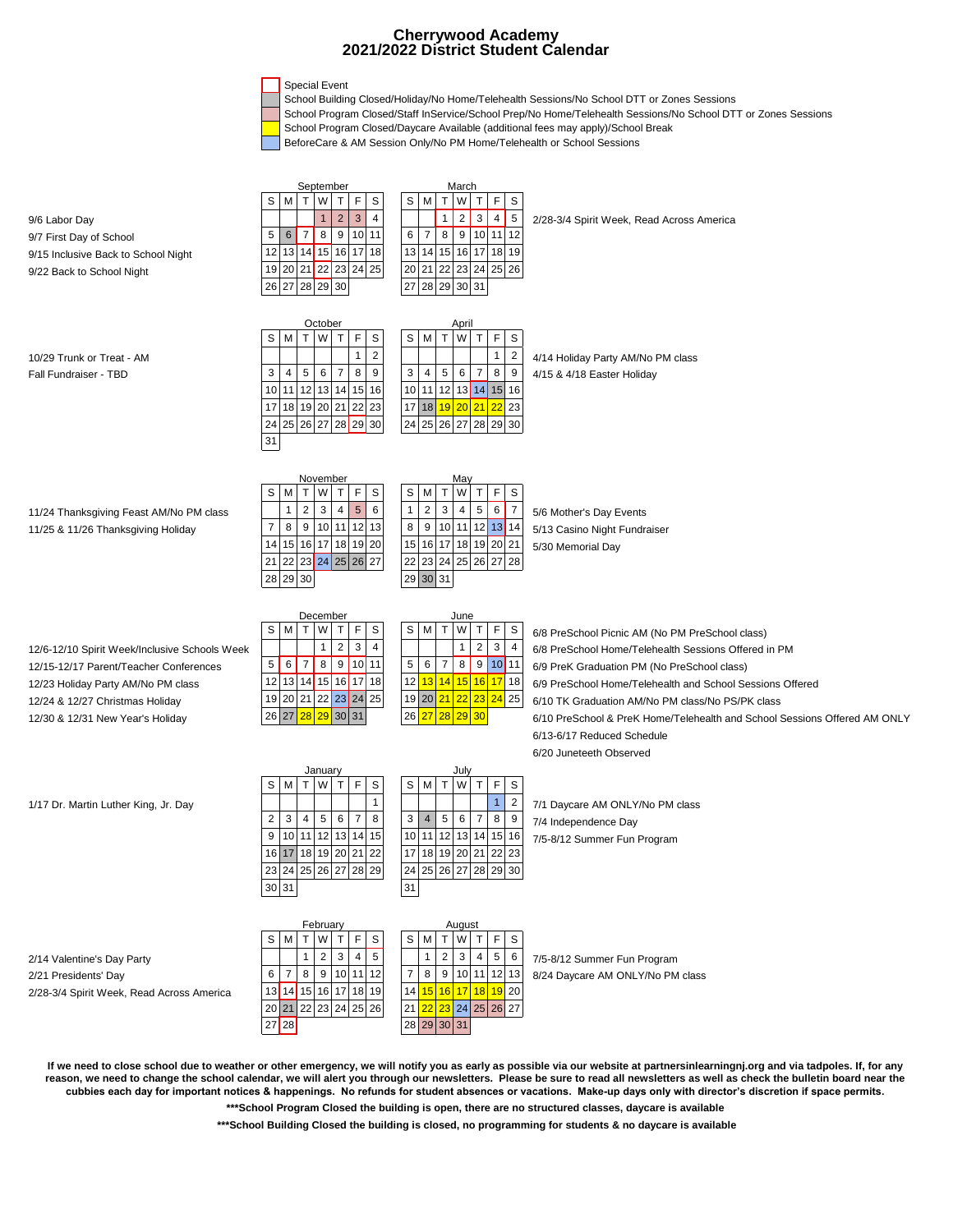# Cherrywood Academy
## 2021/2022 District Student Calendar

**Legend:**

- (Red outline) Special Event
- (Gray) School Building Closed/Holiday/No Home/Telehealth Sessions/No School DTT or Zones Sessions
- (Pink) School Program Closed/Staff InService/School Prep/No Home/Telehealth Sessions/No School DTT or Zones Sessions
- (Yellow) School Program Closed/Daycare Available (additional fees may apply)/School Break
- (Blue) BeforeCare & AM Session Only/No PM Home/Telehealth or School Sessions

### September

| S | M | T | W | T | F | S |
|---|---|---|---|---|---|---|
| | | | 1 | 2 | 3 | 4 |
| 5 | 6 | 7 | 8 | 9 | 10 | 11 |
| 12 | 13 | 14 | 15 | 16 | 17 | 18 |
| 19 | 20 | 21 | 22 | 23 | 24 | 25 |
| 26 | 27 | 28 | 29 | 30 | | |

- 9/6 Labor Day
- 9/7 First Day of School
- 9/15 Inclusive Back to School Night
- 9/22 Back to School Night

### October

| S | M | T | W | T | F | S |
|---|---|---|---|---|---|---|
| | | | | | 1 | 2 |
| 3 | 4 | 5 | 6 | 7 | 8 | 9 |
| 10 | 11 | 12 | 13 | 14 | 15 | 16 |
| 17 | 18 | 19 | 20 | 21 | 22 | 23 |
| 24 | 25 | 26 | 27 | 28 | 29 | 30 |
| 31 | | | | | | |

- 10/29 Trunk or Treat - AM
- Fall Fundraiser - TBD

### November

| S | M | T | W | T | F | S |
|---|---|---|---|---|---|---|
| | 1 | 2 | 3 | 4 | 5 | 6 |
| 7 | 8 | 9 | 10 | 11 | 12 | 13 |
| 14 | 15 | 16 | 17 | 18 | 19 | 20 |
| 21 | 22 | 23 | 24 | 25 | 26 | 27 |
| 28 | 29 | 30 | | | | |

- 11/24 Thanksgiving Feast AM/No PM class
- 11/25 & 11/26 Thanksgiving Holiday

### December

| S | M | T | W | T | F | S |
|---|---|---|---|---|---|---|
| | | | 1 | 2 | 3 | 4 |
| 5 | 6 | 7 | 8 | 9 | 10 | 11 |
| 12 | 13 | 14 | 15 | 16 | 17 | 18 |
| 19 | 20 | 21 | 22 | 23 | 24 | 25 |
| 26 | 27 | 28 | 29 | 30 | 31 | |

- 12/6-12/10 Spirit Week/Inclusive Schools Week
- 12/15-12/17 Parent/Teacher Conferences
- 12/23 Holiday Party AM/No PM class
- 12/24 & 12/27 Christmas Holiday
- 12/30 & 12/31 New Year's Holiday

### January

| S | M | T | W | T | F | S |
|---|---|---|---|---|---|---|
| | | | | | | 1 |
| 2 | 3 | 4 | 5 | 6 | 7 | 8 |
| 9 | 10 | 11 | 12 | 13 | 14 | 15 |
| 16 | 17 | 18 | 19 | 20 | 21 | 22 |
| 23 | 24 | 25 | 26 | 27 | 28 | 29 |
| 30 | 31 | | | | | |

- 1/17 Dr. Martin Luther King, Jr. Day

### February

| S | M | T | W | T | F | S |
|---|---|---|---|---|---|---|
| | | 1 | 2 | 3 | 4 | 5 |
| 6 | 7 | 8 | 9 | 10 | 11 | 12 |
| 13 | 14 | 15 | 16 | 17 | 18 | 19 |
| 20 | 21 | 22 | 23 | 24 | 25 | 26 |
| 27 | 28 | | | | | |

- 2/14 Valentine's Day Party
- 2/21 Presidents' Day
- 2/28-3/4 Spirit Week, Read Across America

### March

| S | M | T | W | T | F | S |
|---|---|---|---|---|---|---|
| | | 1 | 2 | 3 | 4 | 5 |
| 6 | 7 | 8 | 9 | 10 | 11 | 12 |
| 13 | 14 | 15 | 16 | 17 | 18 | 19 |
| 20 | 21 | 22 | 23 | 24 | 25 | 26 |
| 27 | 28 | 29 | 30 | 31 | | |

- 2/28-3/4 Spirit Week, Read Across America

### April

| S | M | T | W | T | F | S |
|---|---|---|---|---|---|---|
| | | | | | 1 | 2 |
| 3 | 4 | 5 | 6 | 7 | 8 | 9 |
| 10 | 11 | 12 | 13 | 14 | 15 | 16 |
| 17 | 18 | 19 | 20 | 21 | 22 | 23 |
| 24 | 25 | 26 | 27 | 28 | 29 | 30 |

- 4/14 Holiday Party AM/No PM class
- 4/15 & 4/18 Easter Holiday

### May

| S | M | T | W | T | F | S |
|---|---|---|---|---|---|---|
| 1 | 2 | 3 | 4 | 5 | 6 | 7 |
| 8 | 9 | 10 | 11 | 12 | 13 | 14 |
| 15 | 16 | 17 | 18 | 19 | 20 | 21 |
| 22 | 23 | 24 | 25 | 26 | 27 | 28 |
| 29 | 30 | 31 | | | | |

- 5/6 Mother's Day Events
- 5/13 Casino Night Fundraiser
- 5/30 Memorial Day

### June

| S | M | T | W | T | F | S |
|---|---|---|---|---|---|---|
| | | | 1 | 2 | 3 | 4 |
| 5 | 6 | 7 | 8 | 9 | 10 | 11 |
| 12 | 13 | 14 | 15 | 16 | 17 | 18 |
| 19 | 20 | 21 | 22 | 23 | 24 | 25 |
| 26 | 27 | 28 | 29 | 30 | | |

- 6/8 PreSchool Picnic AM (No PM PreSchool class)
- 6/8 PreSchool Home/Telehealth Sessions Offered in PM
- 6/9 PreK Graduation PM (No PreSchool class)
- 6/9 PreSchool Home/Telehealth and School Sessions Offered
- 6/10 TK Graduation AM/No PM class/No PS/PK class
- 6/10 PreSchool & PreK Home/Telehealth and School Sessions Offered AM ONLY
- 6/13-6/17 Reduced Schedule
- 6/20 Juneteenth Observed

### July

| S | M | T | W | T | F | S |
|---|---|---|---|---|---|---|
| | | | | | 1 | 2 |
| 3 | 4 | 5 | 6 | 7 | 8 | 9 |
| 10 | 11 | 12 | 13 | 14 | 15 | 16 |
| 17 | 18 | 19 | 20 | 21 | 22 | 23 |
| 24 | 25 | 26 | 27 | 28 | 29 | 30 |
| 31 | | | | | | |

- 7/1 Daycare AM ONLY/No PM class
- 7/4 Independence Day
- 7/5-8/12 Summer Fun Program

### August

| S | M | T | W | T | F | S |
|---|---|---|---|---|---|---|
| | 1 | 2 | 3 | 4 | 5 | 6 |
| 7 | 8 | 9 | 10 | 11 | 12 | 13 |
| 14 | 15 | 16 | 17 | 18 | 19 | 20 |
| 21 | 22 | 23 | 24 | 25 | 26 | 27 |
| 28 | 29 | 30 | 31 | | | |

- 7/5-8/12 Summer Fun Program
- 8/24 Daycare AM ONLY/No PM class

**If we need to close school due to weather or other emergency, we will notify you as early as possible via our website at partnersinlearningnj.org and via tadpoles. If, for any reason, we need to change the school calendar, we will alert you through our newsletters. Please be sure to read all newsletters as well as check the bulletin board near the cubbies each day for important notices & happenings. No refunds for student absences or vacations. Make-up days only with director's discretion if space permits.**

**\*\*\*School Program Closed the building is open, there are no structured classes, daycare is available**

**\*\*\*School Building Closed the building is closed, no programming for students & no daycare is available**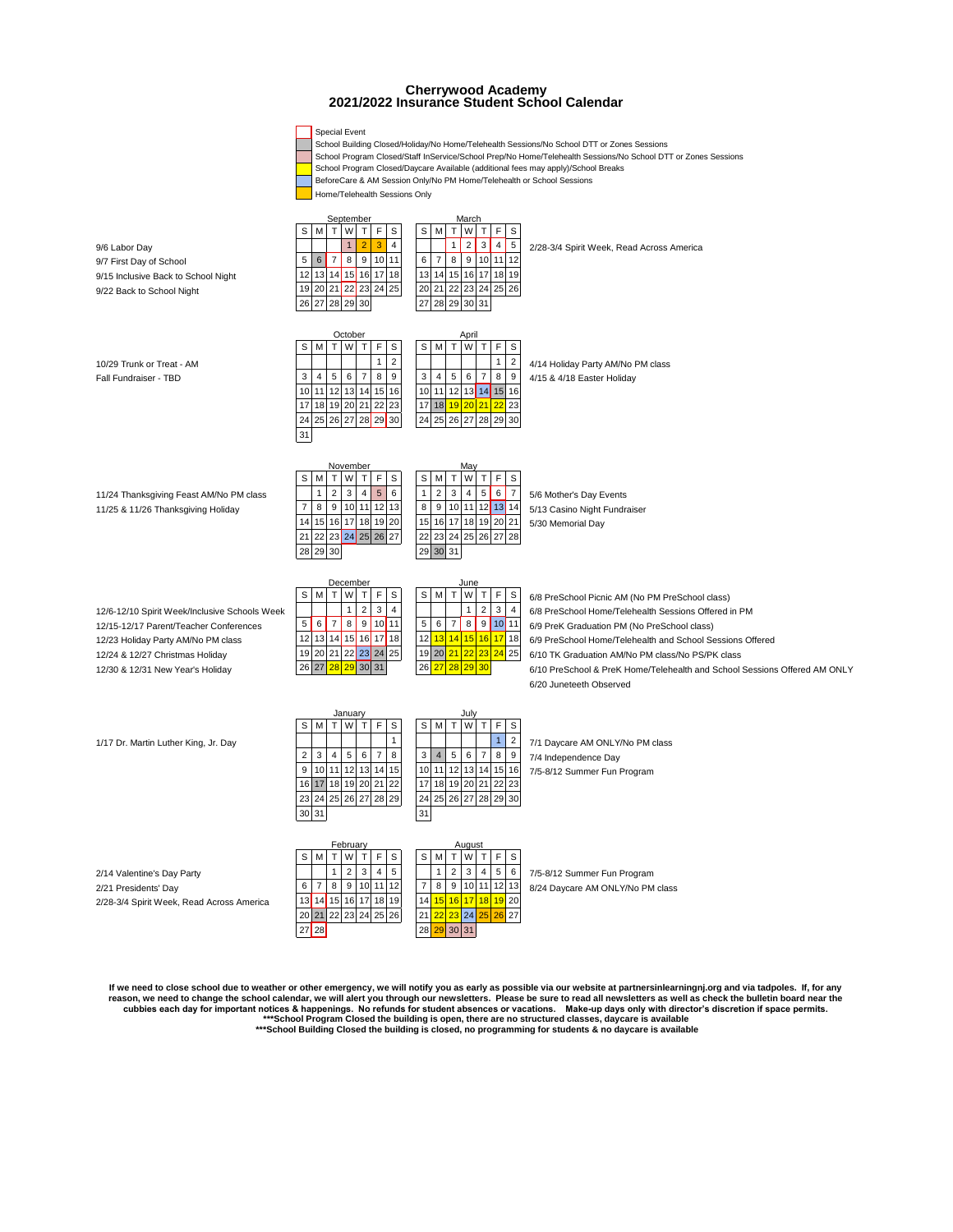# Cherrywood Academy
## 2021/2022 Insurance Student School Calendar

- Special Event
- School Building Closed/Holiday/No Home/Telehealth Sessions/No School DTT or Zones Sessions
- School Program Closed/Staff InService/School Prep/No Home/Telehealth Sessions/No School DTT or Zones Sessions
- School Program Closed/Daycare Available (additional fees may apply)/School Breaks
- BeforeCare & AM Session Only/No PM Home/Telehealth or School Sessions
- Home/Telehealth Sessions Only

9/6 Labor Day
9/7 First Day of School
9/15 Inclusive Back to School Night
9/22 Back to School Night

**September**

| S | M | T | W | T | F | S |
|---|---|---|---|---|---|---|
| | | | 1 | 2 | 3 | 4 |
| 5 | 6 | 7 | 8 | 9 | 10 | 11 |
| 12 | 13 | 14 | 15 | 16 | 17 | 18 |
| 19 | 20 | 21 | 22 | 23 | 24 | 25 |
| 26 | 27 | 28 | 29 | 30 | | |

**March**

| S | M | T | W | T | F | S |
|---|---|---|---|---|---|---|
| | | 1 | 2 | 3 | 4 | 5 |
| 6 | 7 | 8 | 9 | 10 | 11 | 12 |
| 13 | 14 | 15 | 16 | 17 | 18 | 19 |
| 20 | 21 | 22 | 23 | 24 | 25 | 26 |
| 27 | 28 | 29 | 30 | 31 | | |

2/28-3/4 Spirit Week, Read Across America

10/29 Trunk or Treat - AM
Fall Fundraiser - TBD

**October**

| S | M | T | W | T | F | S |
|---|---|---|---|---|---|---|
| | | | | | 1 | 2 |
| 3 | 4 | 5 | 6 | 7 | 8 | 9 |
| 10 | 11 | 12 | 13 | 14 | 15 | 16 |
| 17 | 18 | 19 | 20 | 21 | 22 | 23 |
| 24 | 25 | 26 | 27 | 28 | 29 | 30 |
| 31 | | | | | | |

**April**

| S | M | T | W | T | F | S |
|---|---|---|---|---|---|---|
| | | | | | 1 | 2 |
| 3 | 4 | 5 | 6 | 7 | 8 | 9 |
| 10 | 11 | 12 | 13 | 14 | 15 | 16 |
| 17 | 18 | 19 | 20 | 21 | 22 | 23 |
| 24 | 25 | 26 | 27 | 28 | 29 | 30 |

4/14 Holiday Party AM/No PM class
4/15 & 4/18 Easter Holiday

11/24 Thanksgiving Feast AM/No PM class
11/25 & 11/26 Thanksgiving Holiday

**November**

| S | M | T | W | T | F | S |
|---|---|---|---|---|---|---|
| | 1 | 2 | 3 | 4 | 5 | 6 |
| 7 | 8 | 9 | 10 | 11 | 12 | 13 |
| 14 | 15 | 16 | 17 | 18 | 19 | 20 |
| 21 | 22 | 23 | 24 | 25 | 26 | 27 |
| 28 | 29 | 30 | | | | |

**May**

| S | M | T | W | T | F | S |
|---|---|---|---|---|---|---|
| 1 | 2 | 3 | 4 | 5 | 6 | 7 |
| 8 | 9 | 10 | 11 | 12 | 13 | 14 |
| 15 | 16 | 17 | 18 | 19 | 20 | 21 |
| 22 | 23 | 24 | 25 | 26 | 27 | 28 |
| 29 | 30 | 31 | | | | |

5/6 Mother's Day Events
5/13 Casino Night Fundraiser
5/30 Memorial Day

12/6-12/10 Spirit Week/Inclusive Schools Week
12/15-12/17 Parent/Teacher Conferences
12/23 Holiday Party AM/No PM class
12/24 & 12/27 Christmas Holiday
12/30 & 12/31 New Year's Holiday

**December**

| S | M | T | W | T | F | S |
|---|---|---|---|---|---|---|
| | | | 1 | 2 | 3 | 4 |
| 5 | 6 | 7 | 8 | 9 | 10 | 11 |
| 12 | 13 | 14 | 15 | 16 | 17 | 18 |
| 19 | 20 | 21 | 22 | 23 | 24 | 25 |
| 26 | 27 | 28 | 29 | 30 | 31 | |

**June**

| S | M | T | W | T | F | S |
|---|---|---|---|---|---|---|
| | | | 1 | 2 | 3 | 4 |
| 5 | 6 | 7 | 8 | 9 | 10 | 11 |
| 12 | 13 | 14 | 15 | 16 | 17 | 18 |
| 19 | 20 | 21 | 22 | 23 | 24 | 25 |
| 26 | 27 | 28 | 29 | 30 | | |

6/8 PreSchool Picnic AM (No PM PreSchool class)
6/8 PreSchool Home/Telehealth Sessions Offered in PM
6/9 PreK Graduation PM (No PreSchool class)
6/9 PreSchool Home/Telehealth and School Sessions Offered
6/10 TK Graduation AM/No PM class/No PS/PK class
6/10 PreSchool & PreK Home/Telehealth and School Sessions Offered AM ONLY
6/20 Juneteeth Observed

1/17 Dr. Martin Luther King, Jr. Day

**January**

| S | M | T | W | T | F | S |
|---|---|---|---|---|---|---|
| | | | | | | 1 |
| 2 | 3 | 4 | 5 | 6 | 7 | 8 |
| 9 | 10 | 11 | 12 | 13 | 14 | 15 |
| 16 | 17 | 18 | 19 | 20 | 21 | 22 |
| 23 | 24 | 25 | 26 | 27 | 28 | 29 |
| 30 | 31 | | | | | |

**July**

| S | M | T | W | T | F | S |
|---|---|---|---|---|---|---|
| | | | | | 1 | 2 |
| 3 | 4 | 5 | 6 | 7 | 8 | 9 |
| 10 | 11 | 12 | 13 | 14 | 15 | 16 |
| 17 | 18 | 19 | 20 | 21 | 22 | 23 |
| 24 | 25 | 26 | 27 | 28 | 29 | 30 |
| 31 | | | | | | |

7/1 Daycare AM ONLY/No PM class
7/4 Independence Day
7/5-8/12 Summer Fun Program

2/14 Valentine's Day Party
2/21 Presidents' Day
2/28-3/4 Spirit Week, Read Across America

**February**

| S | M | T | W | T | F | S |
|---|---|---|---|---|---|---|
| | | 1 | 2 | 3 | 4 | 5 |
| 6 | 7 | 8 | 9 | 10 | 11 | 12 |
| 13 | 14 | 15 | 16 | 17 | 18 | 19 |
| 20 | 21 | 22 | 23 | 24 | 25 | 26 |
| 27 | 28 | | | | | |

**August**

| S | M | T | W | T | F | S |
|---|---|---|---|---|---|---|
| | 1 | 2 | 3 | 4 | 5 | 6 |
| 7 | 8 | 9 | 10 | 11 | 12 | 13 |
| 14 | 15 | 16 | 17 | 18 | 19 | 20 |
| 21 | 22 | 23 | 24 | 25 | 26 | 27 |
| 28 | 29 | 30 | 31 | | | |

7/5-8/12 Summer Fun Program
8/24 Daycare AM ONLY/No PM class

**If we need to close school due to weather or other emergency, we will notify you as early as possible via our website at partnersinlearningnj.org and via tadpoles. If, for any reason, we need to change the school calendar, we will alert you through our newsletters. Please be sure to read all newsletters as well as check the bulletin board near the cubbies each day for important notices & happenings. No refunds for student absences or vacations. Make-up days only with director's discretion if space permits.**
**\*\*\*School Program Closed the building is open, there are no structured classes, daycare is available**
**\*\*\*School Building Closed the building is closed, no programming for students & no daycare is available**